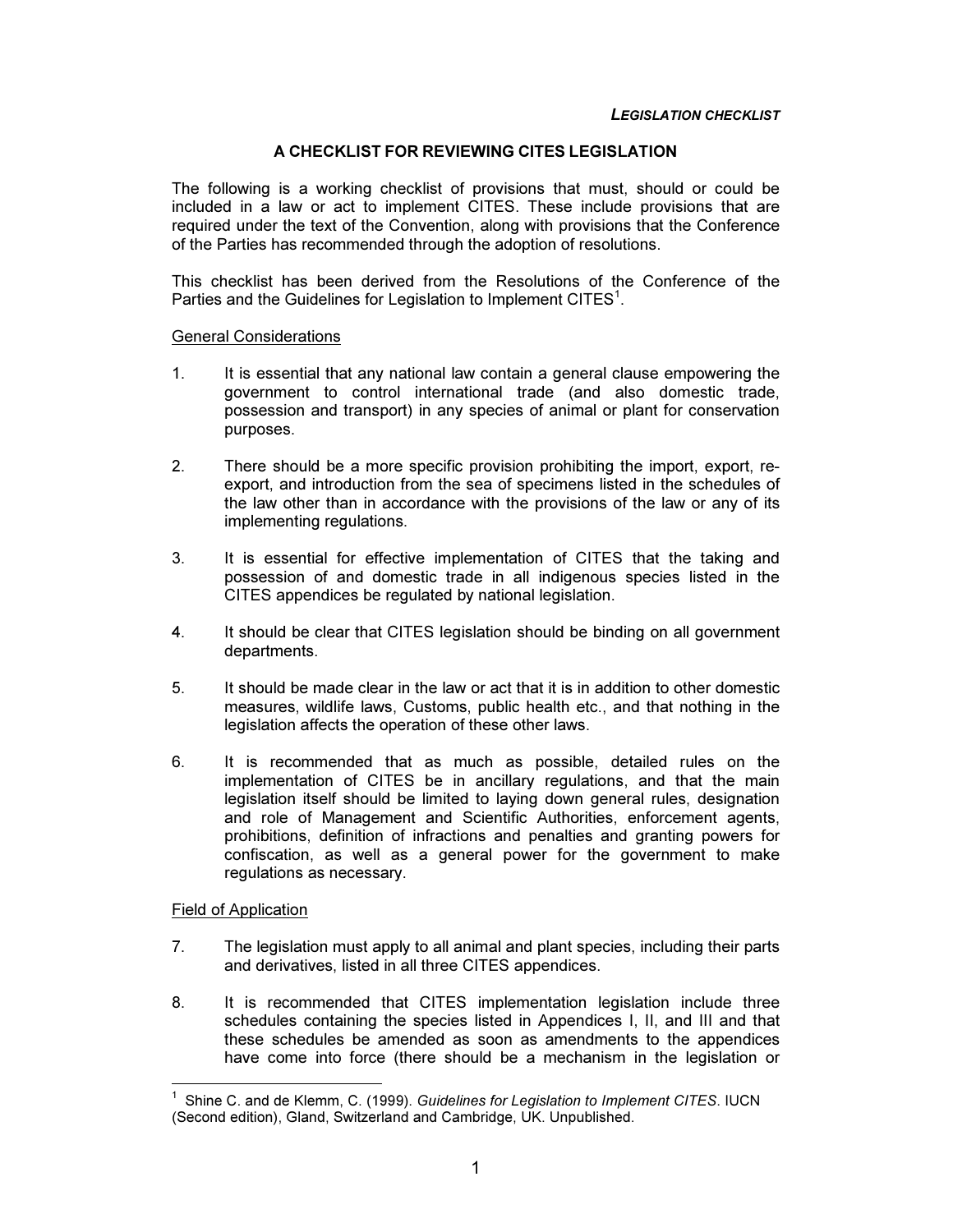# A CHECKLIST FOR REVIEWING CITES LEGISLATION

The following is a working checklist of provisions that must, should or could be included in a law or act to implement CITES. These include provisions that are required under the text of the Convention, along with provisions that the Conference of the Parties has recommended through the adoption of resolutions.

This checklist has been derived from the Resolutions of the Conference of the Parties and the Guidelines for Legislation to Implement CITES[1].

## General Considerations

1. It is essential that any national law contain a general clause empowering the government to control international trade (and also domestic trade, possession and transport) in any species of animal or plant for conservation purposes.

2. There should be a more specific provision prohibiting the import, export, re-export, and introduction from the sea of specimens listed in the schedules of the law other than in accordance with the provisions of the law or any of its implementing regulations.

3. It is essential for effective implementation of CITES that the taking and possession of and domestic trade in all indigenous species listed in the CITES appendices be regulated by national legislation.

4. It should be clear that CITES legislation should be binding on all government departments.

5. It should be made clear in the law or act that it is in addition to other domestic measures, wildlife laws, Customs, public health etc., and that nothing in the legislation affects the operation of these other laws.

6. It is recommended that as much as possible, detailed rules on the implementation of CITES be in ancillary regulations, and that the main legislation itself should be limited to laying down general rules, designation and role of Management and Scientific Authorities, enforcement agents, prohibitions, definition of infractions and penalties and granting powers for confiscation, as well as a general power for the government to make regulations as necessary.

## Field of Application

7. The legislation must apply to all animal and plant species, including their parts and derivatives, listed in all three CITES appendices.

8. It is recommended that CITES implementation legislation include three schedules containing the species listed in Appendices I, II, and III and that these schedules be amended as soon as amendments to the appendices have come into force (there should be a mechanism in the legislation or

---

[1] Shine C. and de Klemm, C. (1999). *Guidelines for Legislation to Implement CITES*. IUCN (Second edition), Gland, Switzerland and Cambridge, UK. Unpublished.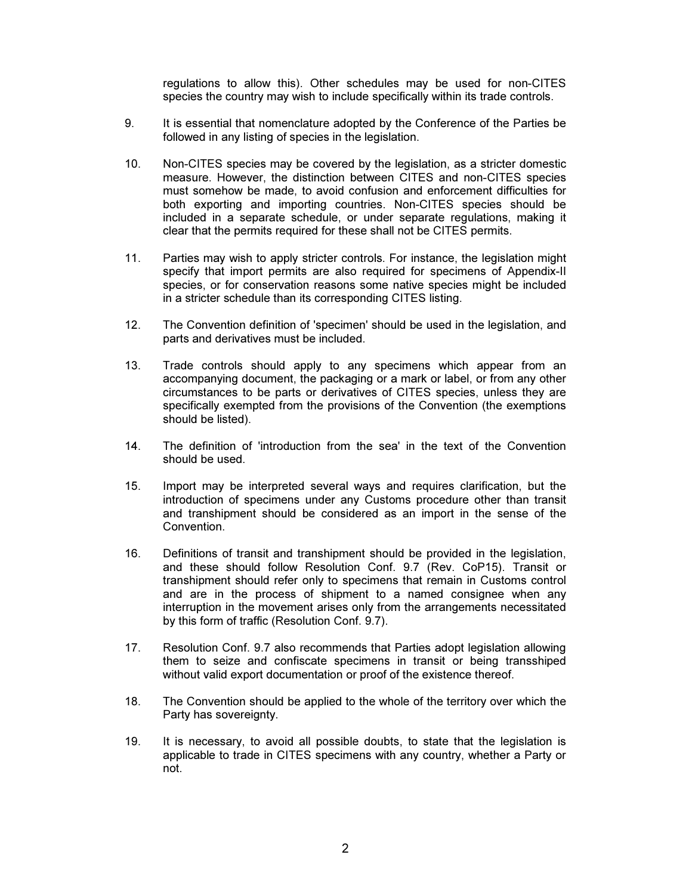regulations to allow this). Other schedules may be used for non-CITES species the country may wish to include specifically within its trade controls.

9. It is essential that nomenclature adopted by the Conference of the Parties be followed in any listing of species in the legislation.

10. Non-CITES species may be covered by the legislation, as a stricter domestic measure. However, the distinction between CITES and non-CITES species must somehow be made, to avoid confusion and enforcement difficulties for both exporting and importing countries. Non-CITES species should be included in a separate schedule, or under separate regulations, making it clear that the permits required for these shall not be CITES permits.

11. Parties may wish to apply stricter controls. For instance, the legislation might specify that import permits are also required for specimens of Appendix-II species, or for conservation reasons some native species might be included in a stricter schedule than its corresponding CITES listing.

12. The Convention definition of 'specimen' should be used in the legislation, and parts and derivatives must be included.

13. Trade controls should apply to any specimens which appear from an accompanying document, the packaging or a mark or label, or from any other circumstances to be parts or derivatives of CITES species, unless they are specifically exempted from the provisions of the Convention (the exemptions should be listed).

14. The definition of 'introduction from the sea' in the text of the Convention should be used.

15. Import may be interpreted several ways and requires clarification, but the introduction of specimens under any Customs procedure other than transit and transhipment should be considered as an import in the sense of the Convention.

16. Definitions of transit and transhipment should be provided in the legislation, and these should follow Resolution Conf. 9.7 (Rev. CoP15). Transit or transhipment should refer only to specimens that remain in Customs control and are in the process of shipment to a named consignee when any interruption in the movement arises only from the arrangements necessitated by this form of traffic (Resolution Conf. 9.7).

17. Resolution Conf. 9.7 also recommends that Parties adopt legislation allowing them to seize and confiscate specimens in transit or being transshiped without valid export documentation or proof of the existence thereof.

18. The Convention should be applied to the whole of the territory over which the Party has sovereignty.

19. It is necessary, to avoid all possible doubts, to state that the legislation is applicable to trade in CITES specimens with any country, whether a Party or not.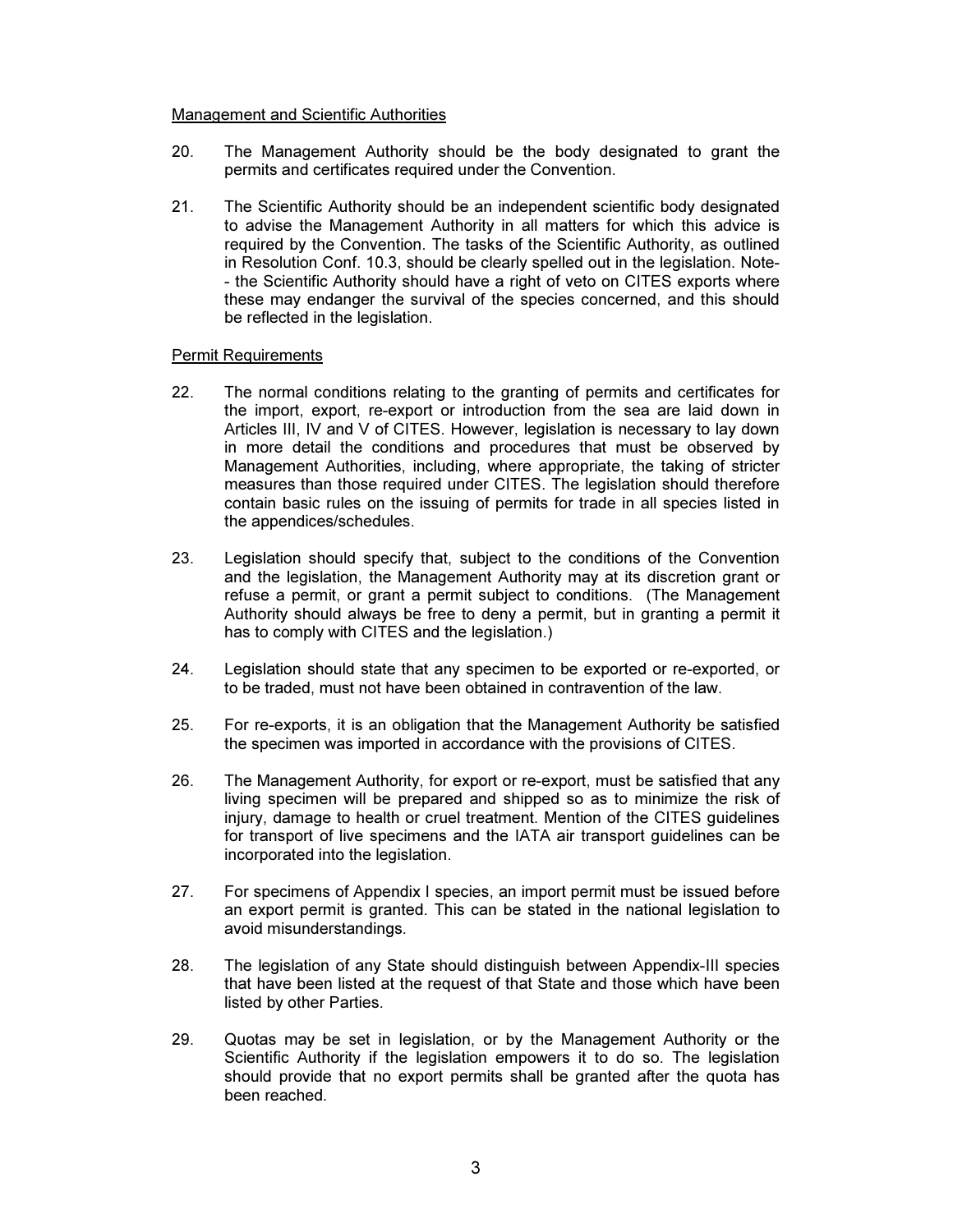Management and Scientific Authorities

20. The Management Authority should be the body designated to grant the permits and certificates required under the Convention.

21. The Scientific Authority should be an independent scientific body designated to advise the Management Authority in all matters for which this advice is required by the Convention. The tasks of the Scientific Authority, as outlined in Resolution Conf. 10.3, should be clearly spelled out in the legislation. Note-- the Scientific Authority should have a right of veto on CITES exports where these may endanger the survival of the species concerned, and this should be reflected in the legislation.

Permit Requirements

22. The normal conditions relating to the granting of permits and certificates for the import, export, re-export or introduction from the sea are laid down in Articles III, IV and V of CITES. However, legislation is necessary to lay down in more detail the conditions and procedures that must be observed by Management Authorities, including, where appropriate, the taking of stricter measures than those required under CITES. The legislation should therefore contain basic rules on the issuing of permits for trade in all species listed in the appendices/schedules.

23. Legislation should specify that, subject to the conditions of the Convention and the legislation, the Management Authority may at its discretion grant or refuse a permit, or grant a permit subject to conditions. (The Management Authority should always be free to deny a permit, but in granting a permit it has to comply with CITES and the legislation.)

24. Legislation should state that any specimen to be exported or re-exported, or to be traded, must not have been obtained in contravention of the law.

25. For re-exports, it is an obligation that the Management Authority be satisfied the specimen was imported in accordance with the provisions of CITES.

26. The Management Authority, for export or re-export, must be satisfied that any living specimen will be prepared and shipped so as to minimize the risk of injury, damage to health or cruel treatment. Mention of the CITES guidelines for transport of live specimens and the IATA air transport guidelines can be incorporated into the legislation.

27. For specimens of Appendix I species, an import permit must be issued before an export permit is granted. This can be stated in the national legislation to avoid misunderstandings.

28. The legislation of any State should distinguish between Appendix-III species that have been listed at the request of that State and those which have been listed by other Parties.

29. Quotas may be set in legislation, or by the Management Authority or the Scientific Authority if the legislation empowers it to do so. The legislation should provide that no export permits shall be granted after the quota has been reached.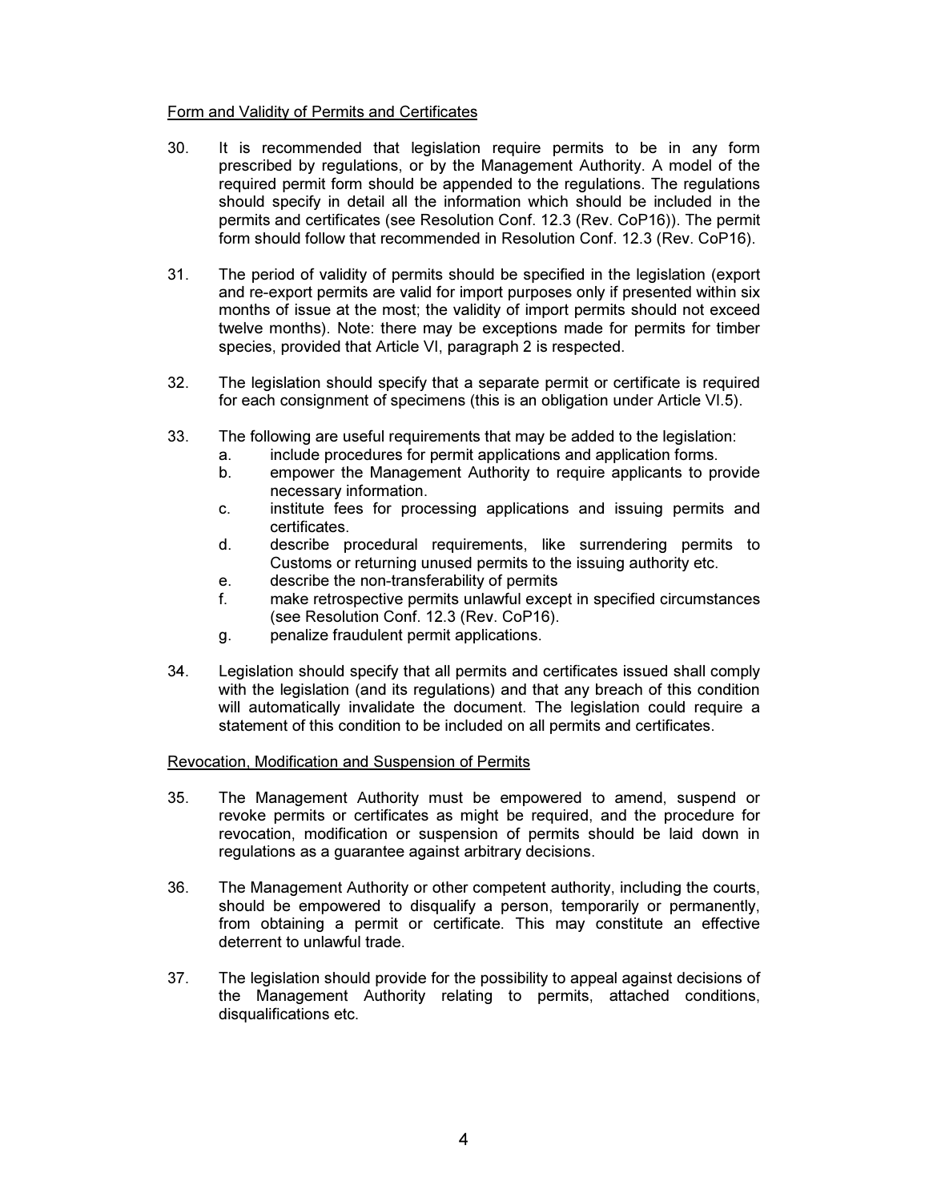Form and Validity of Permits and Certificates

30. It is recommended that legislation require permits to be in any form prescribed by regulations, or by the Management Authority. A model of the required permit form should be appended to the regulations. The regulations should specify in detail all the information which should be included in the permits and certificates (see Resolution Conf. 12.3 (Rev. CoP16)). The permit form should follow that recommended in Resolution Conf. 12.3 (Rev. CoP16).

31. The period of validity of permits should be specified in the legislation (export and re-export permits are valid for import purposes only if presented within six months of issue at the most; the validity of import permits should not exceed twelve months). Note: there may be exceptions made for permits for timber species, provided that Article VI, paragraph 2 is respected.

32. The legislation should specify that a separate permit or certificate is required for each consignment of specimens (this is an obligation under Article VI.5).

33. The following are useful requirements that may be added to the legislation:
    a. include procedures for permit applications and application forms.
    b. empower the Management Authority to require applicants to provide necessary information.
    c. institute fees for processing applications and issuing permits and certificates.
    d. describe procedural requirements, like surrendering permits to Customs or returning unused permits to the issuing authority etc.
    e. describe the non-transferability of permits
    f. make retrospective permits unlawful except in specified circumstances (see Resolution Conf. 12.3 (Rev. CoP16).
    g. penalize fraudulent permit applications.

34. Legislation should specify that all permits and certificates issued shall comply with the legislation (and its regulations) and that any breach of this condition will automatically invalidate the document. The legislation could require a statement of this condition to be included on all permits and certificates.

Revocation, Modification and Suspension of Permits

35. The Management Authority must be empowered to amend, suspend or revoke permits or certificates as might be required, and the procedure for revocation, modification or suspension of permits should be laid down in regulations as a guarantee against arbitrary decisions.

36. The Management Authority or other competent authority, including the courts, should be empowered to disqualify a person, temporarily or permanently, from obtaining a permit or certificate. This may constitute an effective deterrent to unlawful trade.

37. The legislation should provide for the possibility to appeal against decisions of the Management Authority relating to permits, attached conditions, disqualifications etc.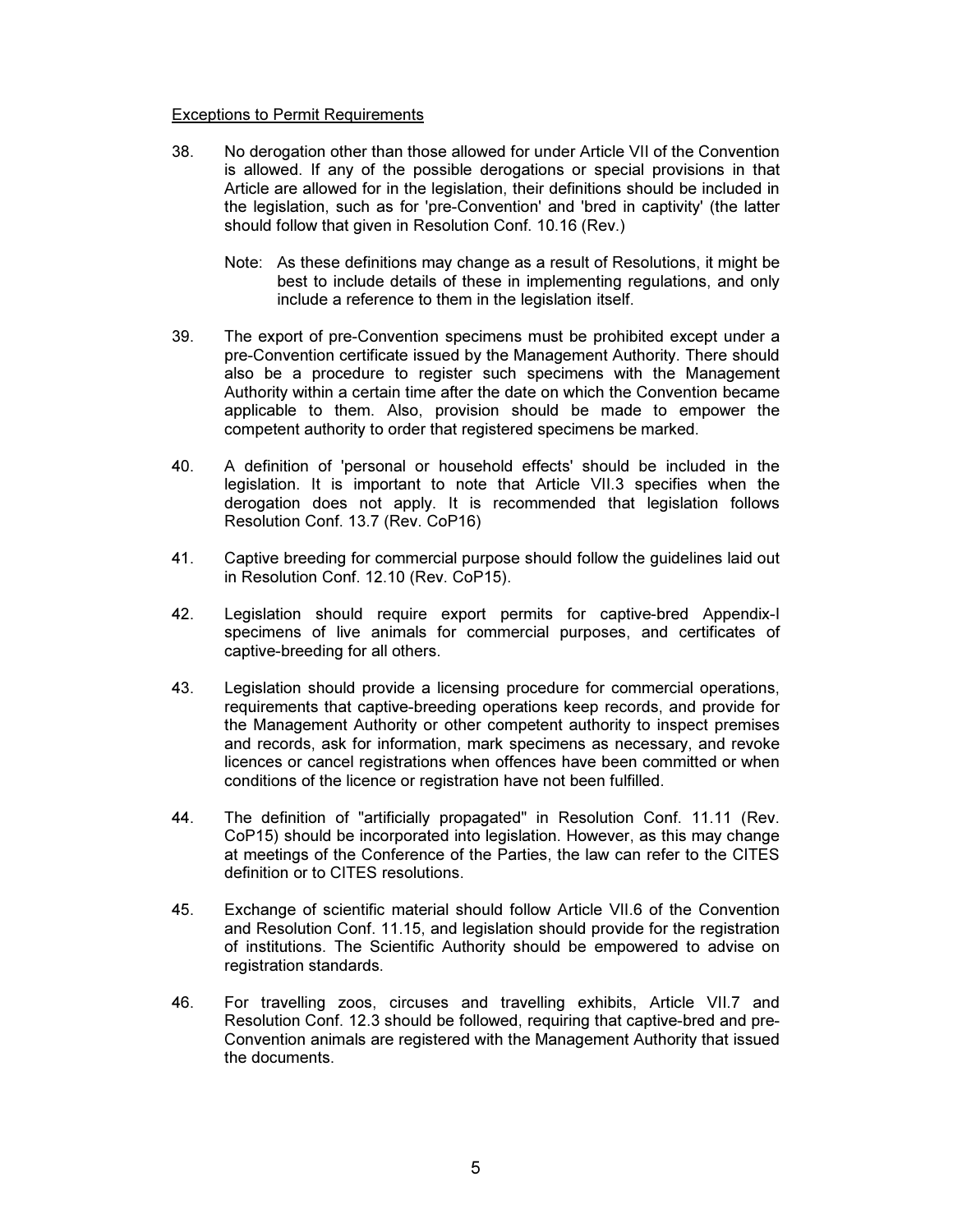Exceptions to Permit Requirements

38. No derogation other than those allowed for under Article VII of the Convention is allowed. If any of the possible derogations or special provisions in that Article are allowed for in the legislation, their definitions should be included in the legislation, such as for 'pre-Convention' and 'bred in captivity' (the latter should follow that given in Resolution Conf. 10.16 (Rev.)

    Note: As these definitions may change as a result of Resolutions, it might be best to include details of these in implementing regulations, and only include a reference to them in the legislation itself.

39. The export of pre-Convention specimens must be prohibited except under a pre-Convention certificate issued by the Management Authority. There should also be a procedure to register such specimens with the Management Authority within a certain time after the date on which the Convention became applicable to them. Also, provision should be made to empower the competent authority to order that registered specimens be marked.

40. A definition of 'personal or household effects' should be included in the legislation. It is important to note that Article VII.3 specifies when the derogation does not apply. It is recommended that legislation follows Resolution Conf. 13.7 (Rev. CoP16)

41. Captive breeding for commercial purpose should follow the guidelines laid out in Resolution Conf. 12.10 (Rev. CoP15).

42. Legislation should require export permits for captive-bred Appendix-I specimens of live animals for commercial purposes, and certificates of captive-breeding for all others.

43. Legislation should provide a licensing procedure for commercial operations, requirements that captive-breeding operations keep records, and provide for the Management Authority or other competent authority to inspect premises and records, ask for information, mark specimens as necessary, and revoke licences or cancel registrations when offences have been committed or when conditions of the licence or registration have not been fulfilled.

44. The definition of "artificially propagated" in Resolution Conf. 11.11 (Rev. CoP15) should be incorporated into legislation. However, as this may change at meetings of the Conference of the Parties, the law can refer to the CITES definition or to CITES resolutions.

45. Exchange of scientific material should follow Article VII.6 of the Convention and Resolution Conf. 11.15, and legislation should provide for the registration of institutions. The Scientific Authority should be empowered to advise on registration standards.

46. For travelling zoos, circuses and travelling exhibits, Article VII.7 and Resolution Conf. 12.3 should be followed, requiring that captive-bred and pre-Convention animals are registered with the Management Authority that issued the documents.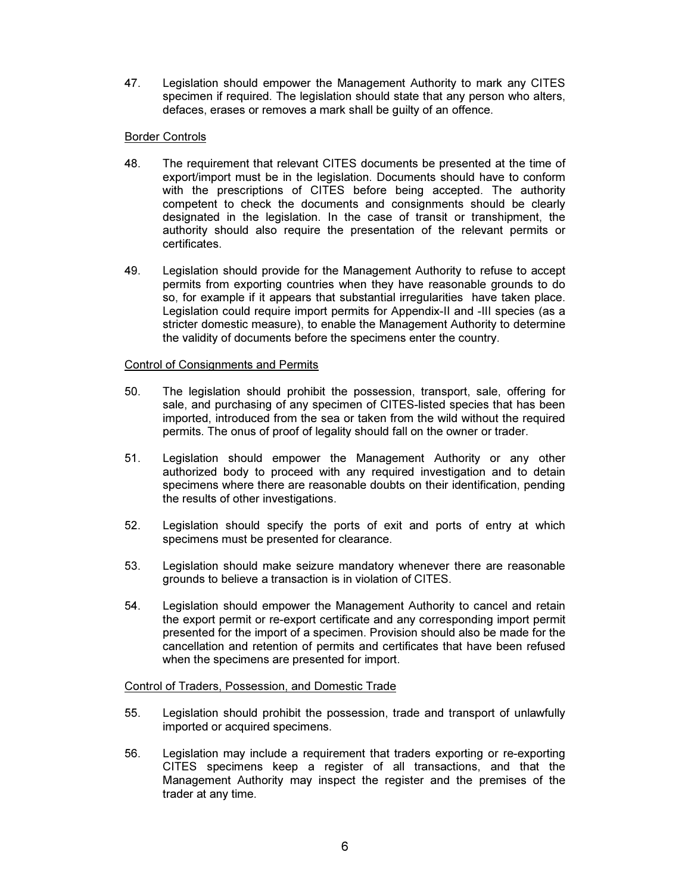47. Legislation should empower the Management Authority to mark any CITES specimen if required. The legislation should state that any person who alters, defaces, erases or removes a mark shall be guilty of an offence.

Border Controls

48. The requirement that relevant CITES documents be presented at the time of export/import must be in the legislation. Documents should have to conform with the prescriptions of CITES before being accepted. The authority competent to check the documents and consignments should be clearly designated in the legislation. In the case of transit or transhipment, the authority should also require the presentation of the relevant permits or certificates.

49. Legislation should provide for the Management Authority to refuse to accept permits from exporting countries when they have reasonable grounds to do so, for example if it appears that substantial irregularities have taken place. Legislation could require import permits for Appendix-II and -III species (as a stricter domestic measure), to enable the Management Authority to determine the validity of documents before the specimens enter the country.

Control of Consignments and Permits

50. The legislation should prohibit the possession, transport, sale, offering for sale, and purchasing of any specimen of CITES-listed species that has been imported, introduced from the sea or taken from the wild without the required permits. The onus of proof of legality should fall on the owner or trader.

51. Legislation should empower the Management Authority or any other authorized body to proceed with any required investigation and to detain specimens where there are reasonable doubts on their identification, pending the results of other investigations.

52. Legislation should specify the ports of exit and ports of entry at which specimens must be presented for clearance.

53. Legislation should make seizure mandatory whenever there are reasonable grounds to believe a transaction is in violation of CITES.

54. Legislation should empower the Management Authority to cancel and retain the export permit or re-export certificate and any corresponding import permit presented for the import of a specimen. Provision should also be made for the cancellation and retention of permits and certificates that have been refused when the specimens are presented for import.

Control of Traders, Possession, and Domestic Trade

55. Legislation should prohibit the possession, trade and transport of unlawfully imported or acquired specimens.

56. Legislation may include a requirement that traders exporting or re-exporting CITES specimens keep a register of all transactions, and that the Management Authority may inspect the register and the premises of the trader at any time.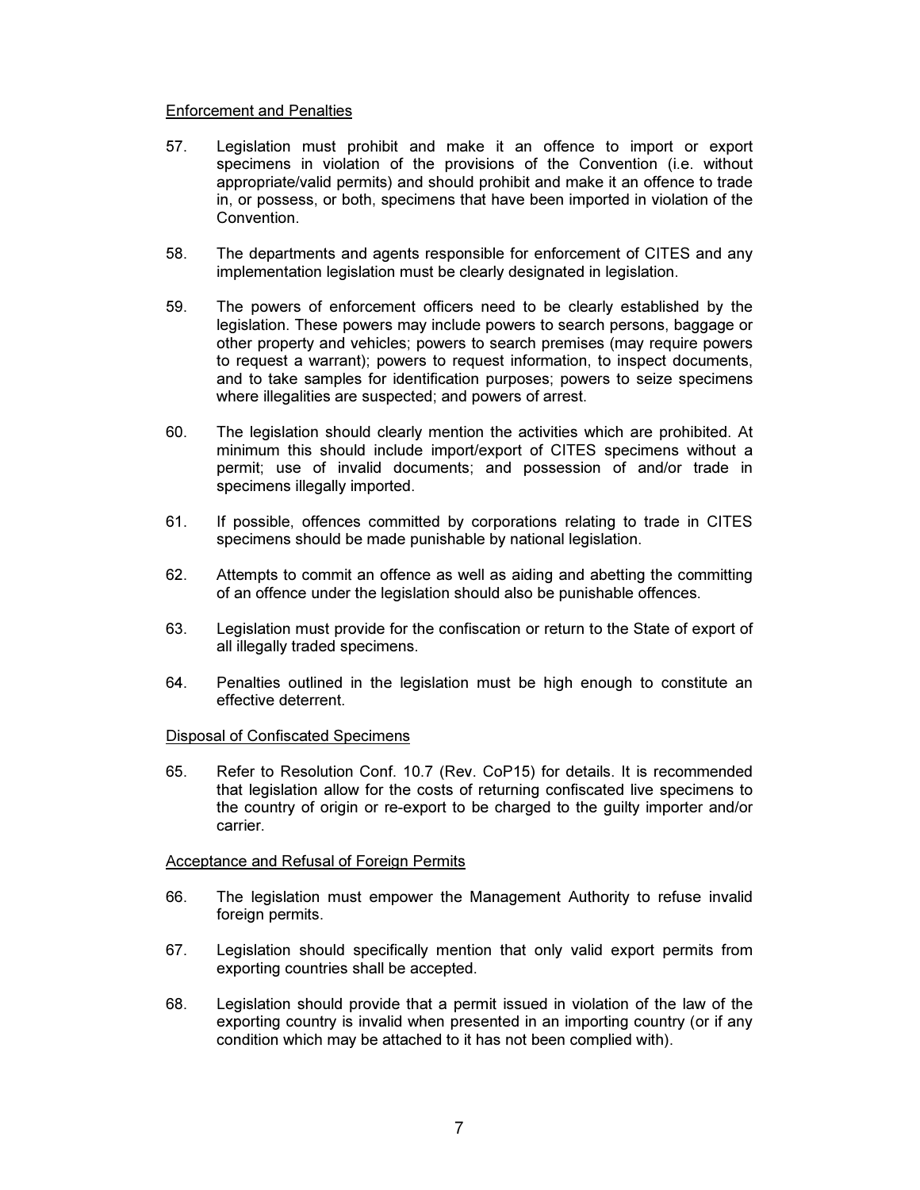Enforcement and Penalties

57. Legislation must prohibit and make it an offence to import or export specimens in violation of the provisions of the Convention (i.e. without appropriate/valid permits) and should prohibit and make it an offence to trade in, or possess, or both, specimens that have been imported in violation of the Convention.

58. The departments and agents responsible for enforcement of CITES and any implementation legislation must be clearly designated in legislation.

59. The powers of enforcement officers need to be clearly established by the legislation. These powers may include powers to search persons, baggage or other property and vehicles; powers to search premises (may require powers to request a warrant); powers to request information, to inspect documents, and to take samples for identification purposes; powers to seize specimens where illegalities are suspected; and powers of arrest.

60. The legislation should clearly mention the activities which are prohibited. At minimum this should include import/export of CITES specimens without a permit; use of invalid documents; and possession of and/or trade in specimens illegally imported.

61. If possible, offences committed by corporations relating to trade in CITES specimens should be made punishable by national legislation.

62. Attempts to commit an offence as well as aiding and abetting the committing of an offence under the legislation should also be punishable offences.

63. Legislation must provide for the confiscation or return to the State of export of all illegally traded specimens.

64. Penalties outlined in the legislation must be high enough to constitute an effective deterrent.

Disposal of Confiscated Specimens

65. Refer to Resolution Conf. 10.7 (Rev. CoP15) for details. It is recommended that legislation allow for the costs of returning confiscated live specimens to the country of origin or re-export to be charged to the guilty importer and/or carrier.

Acceptance and Refusal of Foreign Permits

66. The legislation must empower the Management Authority to refuse invalid foreign permits.

67. Legislation should specifically mention that only valid export permits from exporting countries shall be accepted.

68. Legislation should provide that a permit issued in violation of the law of the exporting country is invalid when presented in an importing country (or if any condition which may be attached to it has not been complied with).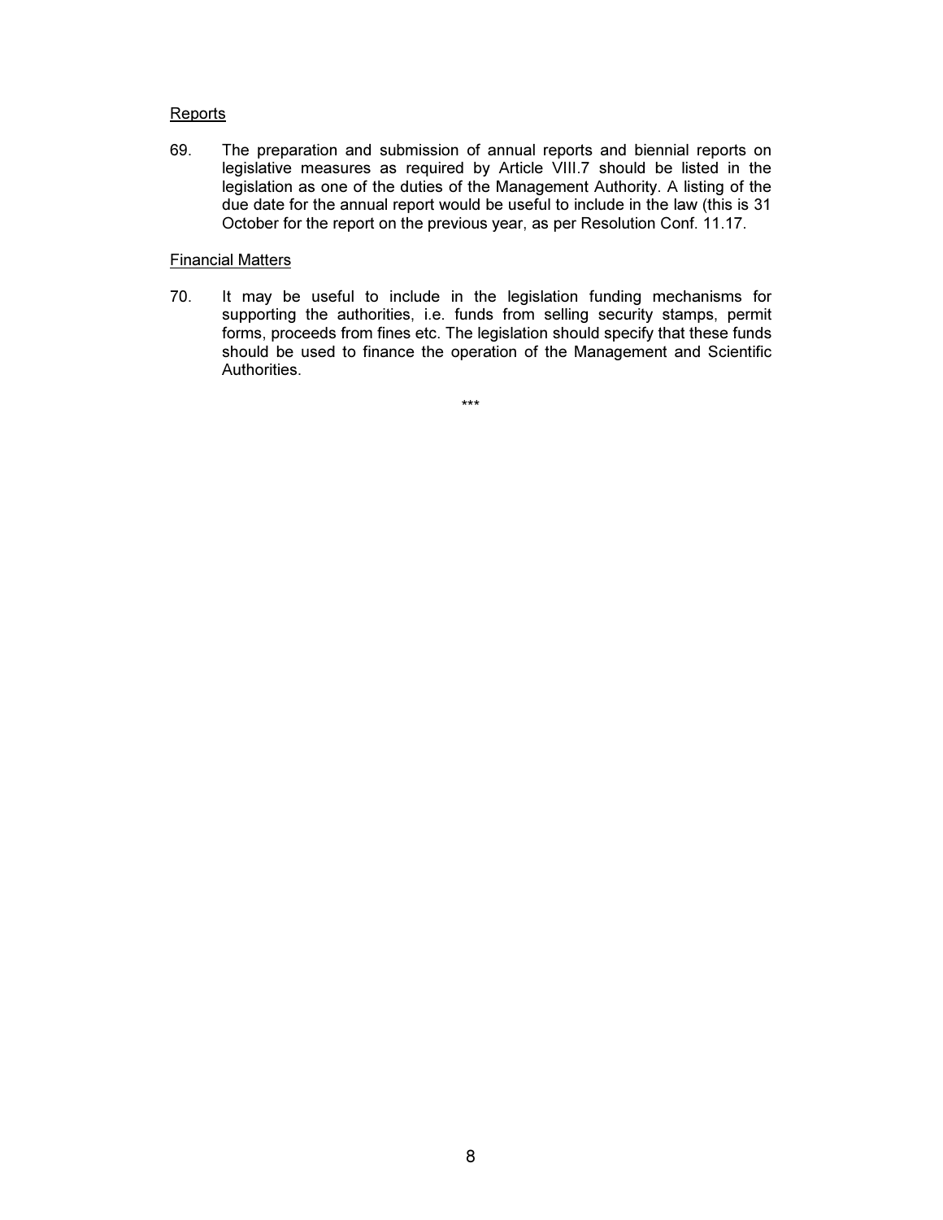<u>Reports</u>

69. The preparation and submission of annual reports and biennial reports on legislative measures as required by Article VIII.7 should be listed in the legislation as one of the duties of the Management Authority. A listing of the due date for the annual report would be useful to include in the law (this is 31 October for the report on the previous year, as per Resolution Conf. 11.17.

<u>Financial Matters</u>

70. It may be useful to include in the legislation funding mechanisms for supporting the authorities, i.e. funds from selling security stamps, permit forms, proceeds from fines etc. The legislation should specify that these funds should be used to finance the operation of the Management and Scientific Authorities.

***